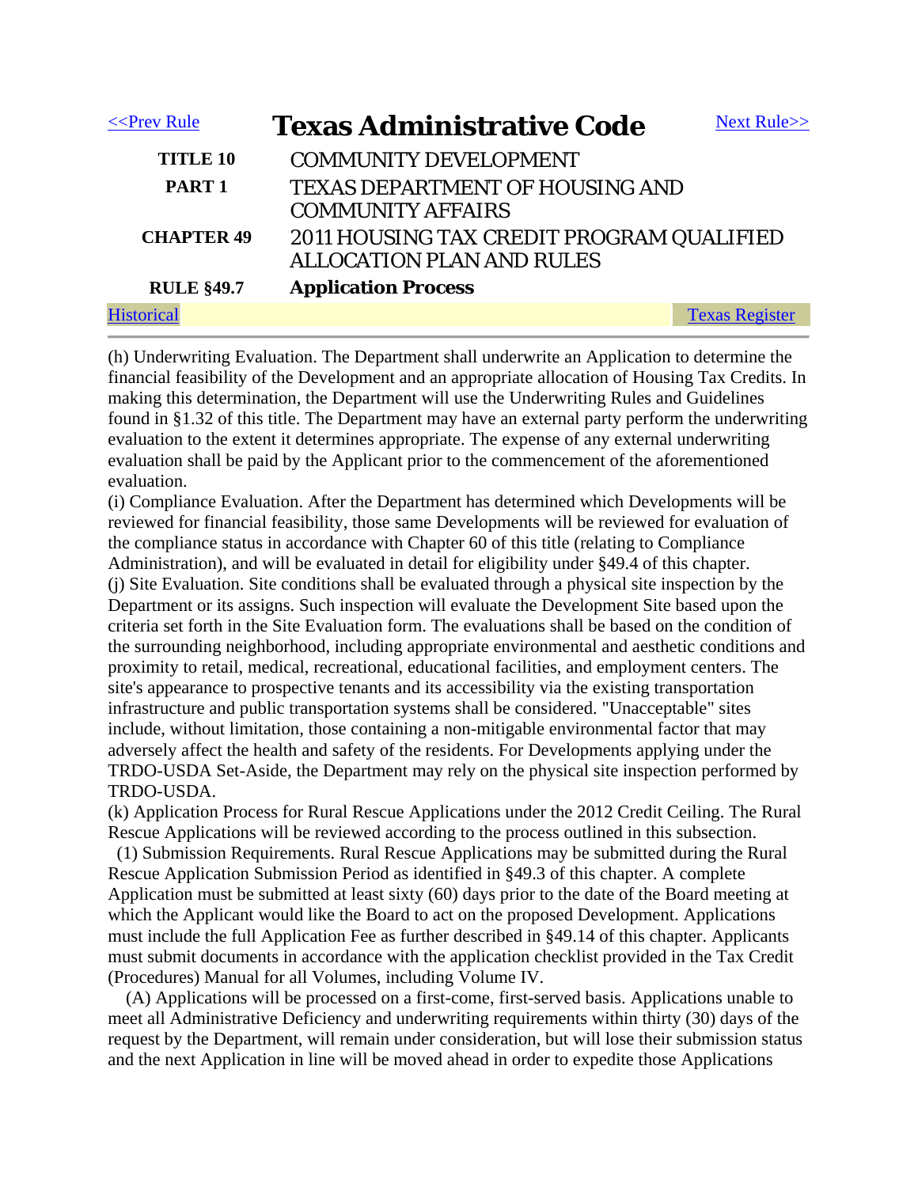| <<Prev Rule | **Texas Administrative Code** | Next Rule>> |
|---|---|---|
| **TITLE 10** | COMMUNITY DEVELOPMENT | |
| **PART 1** | TEXAS DEPARTMENT OF HOUSING AND COMMUNITY AFFAIRS | |
| **CHAPTER 49** | 2011 HOUSING TAX CREDIT PROGRAM QUALIFIED ALLOCATION PLAN AND RULES | |
| **RULE §49.7** | **Application Process** | |
| Historical | | Texas Register |

(h) Underwriting Evaluation. The Department shall underwrite an Application to determine the financial feasibility of the Development and an appropriate allocation of Housing Tax Credits. In making this determination, the Department will use the Underwriting Rules and Guidelines found in §1.32 of this title. The Department may have an external party perform the underwriting evaluation to the extent it determines appropriate. The expense of any external underwriting evaluation shall be paid by the Applicant prior to the commencement of the aforementioned evaluation.

(i) Compliance Evaluation. After the Department has determined which Developments will be reviewed for financial feasibility, those same Developments will be reviewed for evaluation of the compliance status in accordance with Chapter 60 of this title (relating to Compliance Administration), and will be evaluated in detail for eligibility under §49.4 of this chapter.

(j) Site Evaluation. Site conditions shall be evaluated through a physical site inspection by the Department or its assigns. Such inspection will evaluate the Development Site based upon the criteria set forth in the Site Evaluation form. The evaluations shall be based on the condition of the surrounding neighborhood, including appropriate environmental and aesthetic conditions and proximity to retail, medical, recreational, educational facilities, and employment centers. The site's appearance to prospective tenants and its accessibility via the existing transportation infrastructure and public transportation systems shall be considered. "Unacceptable" sites include, without limitation, those containing a non-mitigable environmental factor that may adversely affect the health and safety of the residents. For Developments applying under the TRDO-USDA Set-Aside, the Department may rely on the physical site inspection performed by TRDO-USDA.

(k) Application Process for Rural Rescue Applications under the 2012 Credit Ceiling. The Rural Rescue Applications will be reviewed according to the process outlined in this subsection.

(1) Submission Requirements. Rural Rescue Applications may be submitted during the Rural Rescue Application Submission Period as identified in §49.3 of this chapter. A complete Application must be submitted at least sixty (60) days prior to the date of the Board meeting at which the Applicant would like the Board to act on the proposed Development. Applications must include the full Application Fee as further described in §49.14 of this chapter. Applicants must submit documents in accordance with the application checklist provided in the Tax Credit (Procedures) Manual for all Volumes, including Volume IV.

(A) Applications will be processed on a first-come, first-served basis. Applications unable to meet all Administrative Deficiency and underwriting requirements within thirty (30) days of the request by the Department, will remain under consideration, but will lose their submission status and the next Application in line will be moved ahead in order to expedite those Applications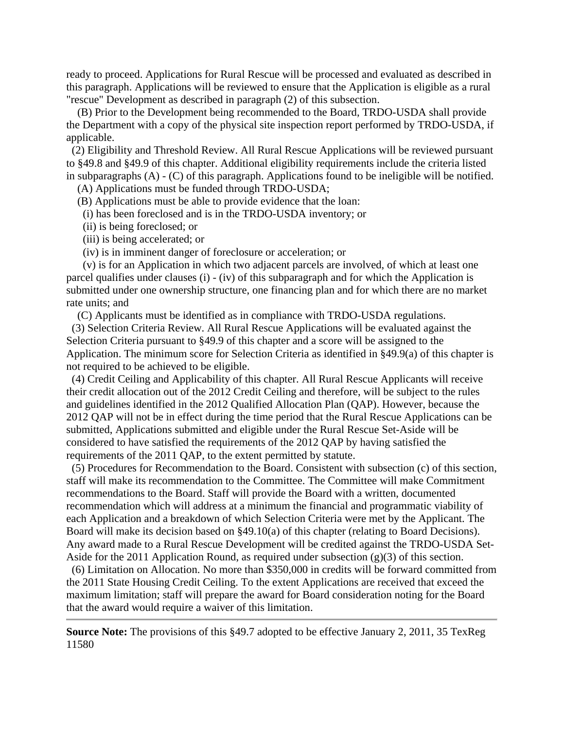ready to proceed. Applications for Rural Rescue will be processed and evaluated as described in this paragraph. Applications will be reviewed to ensure that the Application is eligible as a rural "rescue" Development as described in paragraph (2) of this subsection.

(B) Prior to the Development being recommended to the Board, TRDO-USDA shall provide the Department with a copy of the physical site inspection report performed by TRDO-USDA, if applicable.

(2) Eligibility and Threshold Review. All Rural Rescue Applications will be reviewed pursuant to §49.8 and §49.9 of this chapter. Additional eligibility requirements include the criteria listed in subparagraphs (A) - (C) of this paragraph. Applications found to be ineligible will be notified.

(A) Applications must be funded through TRDO-USDA;

(B) Applications must be able to provide evidence that the loan:

(i) has been foreclosed and is in the TRDO-USDA inventory; or

(ii) is being foreclosed; or

(iii) is being accelerated; or

(iv) is in imminent danger of foreclosure or acceleration; or

(v) is for an Application in which two adjacent parcels are involved, of which at least one parcel qualifies under clauses (i) - (iv) of this subparagraph and for which the Application is submitted under one ownership structure, one financing plan and for which there are no market rate units; and

(C) Applicants must be identified as in compliance with TRDO-USDA regulations.

(3) Selection Criteria Review. All Rural Rescue Applications will be evaluated against the Selection Criteria pursuant to §49.9 of this chapter and a score will be assigned to the Application. The minimum score for Selection Criteria as identified in §49.9(a) of this chapter is not required to be achieved to be eligible.

(4) Credit Ceiling and Applicability of this chapter. All Rural Rescue Applicants will receive their credit allocation out of the 2012 Credit Ceiling and therefore, will be subject to the rules and guidelines identified in the 2012 Qualified Allocation Plan (QAP). However, because the 2012 QAP will not be in effect during the time period that the Rural Rescue Applications can be submitted, Applications submitted and eligible under the Rural Rescue Set-Aside will be considered to have satisfied the requirements of the 2012 QAP by having satisfied the requirements of the 2011 QAP, to the extent permitted by statute.

(5) Procedures for Recommendation to the Board. Consistent with subsection (c) of this section, staff will make its recommendation to the Committee. The Committee will make Commitment recommendations to the Board. Staff will provide the Board with a written, documented recommendation which will address at a minimum the financial and programmatic viability of each Application and a breakdown of which Selection Criteria were met by the Applicant. The Board will make its decision based on §49.10(a) of this chapter (relating to Board Decisions). Any award made to a Rural Rescue Development will be credited against the TRDO-USDA Set-Aside for the 2011 Application Round, as required under subsection (g)(3) of this section.

(6) Limitation on Allocation. No more than $350,000 in credits will be forward committed from the 2011 State Housing Credit Ceiling. To the extent Applications are received that exceed the maximum limitation; staff will prepare the award for Board consideration noting for the Board that the award would require a waiver of this limitation.

---

**Source Note:** The provisions of this §49.7 adopted to be effective January 2, 2011, 35 TexReg 11580